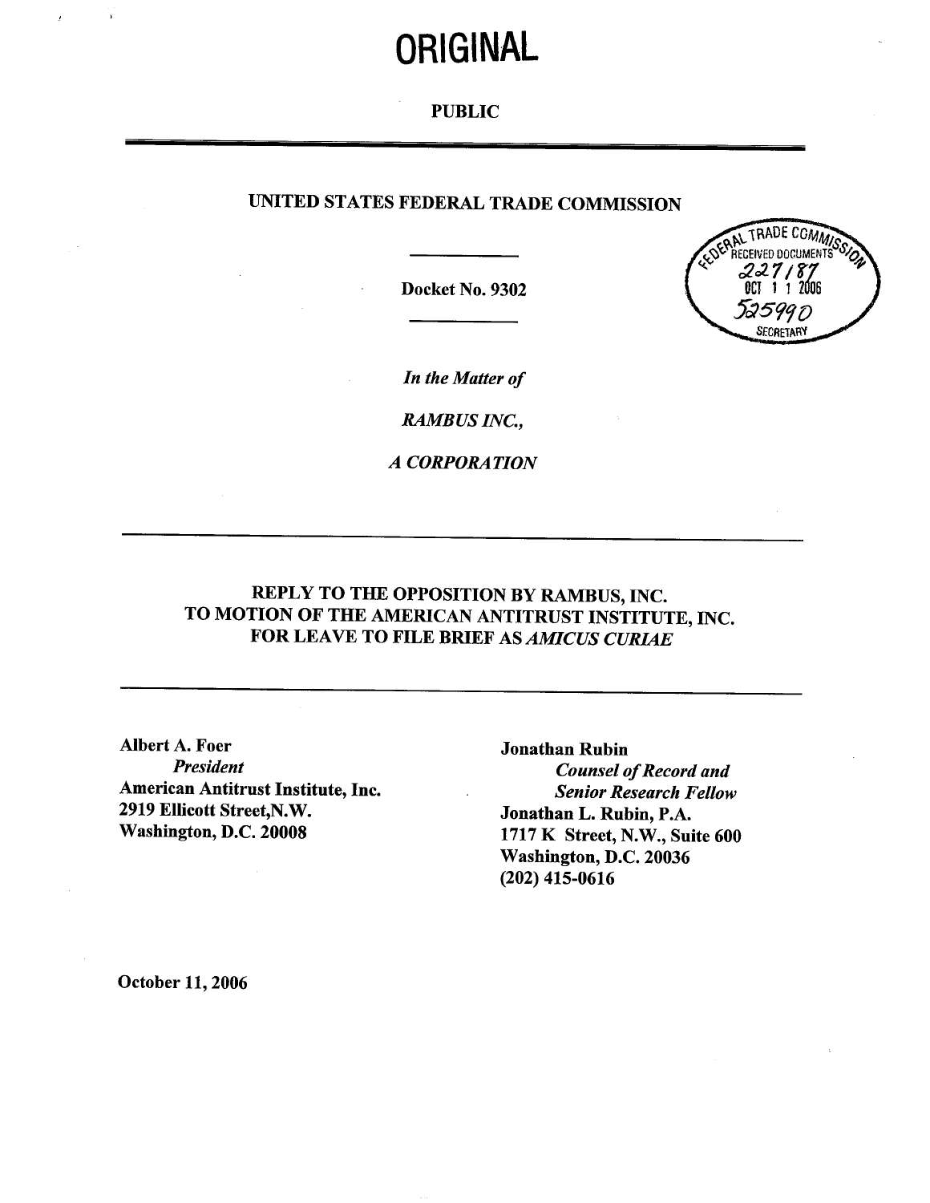# ORIGINAL

**PUBLIC**

---

**UNITED STATES FEDERAL TRADE COMMISSION**

FEDERAL TRADE COMMISSION RECEIVED DOCUMENTS 227187 OCT 11 2006 525990 SECRETARY

---

**Docket No. 9302**

---

*In the Matter of*

*RAMBUS INC.,*

*A CORPORATION*

---

**REPLY TO THE OPPOSITION BY RAMBUS, INC.**
**TO MOTION OF THE AMERICAN ANTITRUST INSTITUTE, INC.**
**FOR LEAVE TO FILE BRIEF AS *AMICUS CURIAE***

---

**Albert A. Foer**
*President*
**American Antitrust Institute, Inc.**
**2919 Ellicott Street,N.W.**
**Washington, D.C. 20008**

**Jonathan Rubin**
*Counsel of Record and*
*Senior Research Fellow*
**Jonathan L. Rubin, P.A.**
**1717 K Street, N.W., Suite 600**
**Washington, D.C. 20036**
**(202) 415-0616**

**October 11, 2006**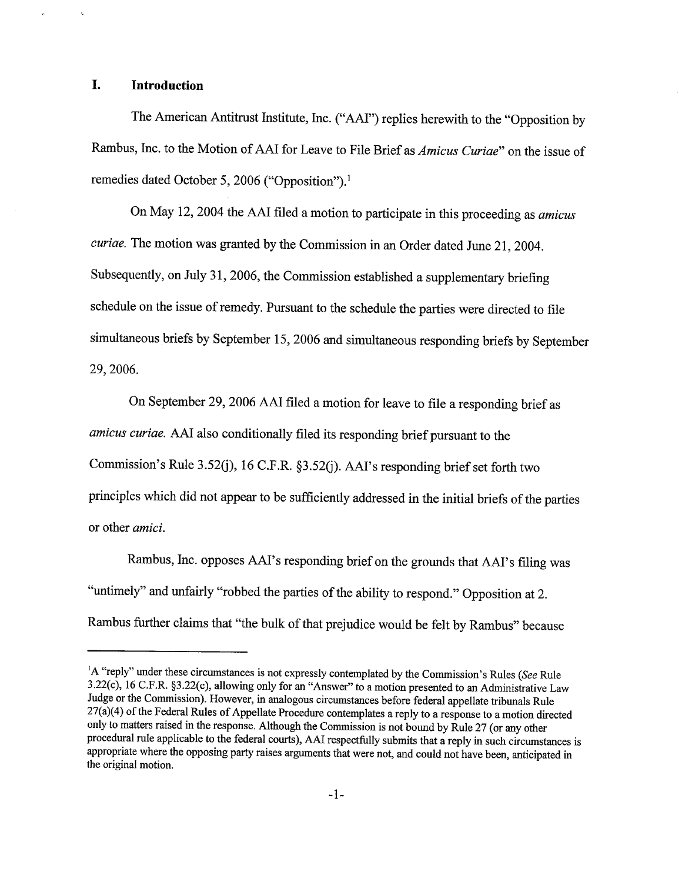## I. Introduction

The American Antitrust Institute, Inc. ("AAI") replies herewith to the "Opposition by Rambus, Inc. to the Motion of AAI for Leave to File Brief as *Amicus Curiae*" on the issue of remedies dated October 5, 2006 ("Opposition").[1]

On May 12, 2004 the AAI filed a motion to participate in this proceeding as *amicus curiae.* The motion was granted by the Commission in an Order dated June 21, 2004. Subsequently, on July 31, 2006, the Commission established a supplementary briefing schedule on the issue of remedy. Pursuant to the schedule the parties were directed to file simultaneous briefs by September 15, 2006 and simultaneous responding briefs by September 29, 2006.

On September 29, 2006 AAI filed a motion for leave to file a responding brief as *amicus curiae.* AAI also conditionally filed its responding brief pursuant to the Commission's Rule 3.52(j), 16 C.F.R. §3.52(j). AAI's responding brief set forth two principles which did not appear to be sufficiently addressed in the initial briefs of the parties or other *amici.*

Rambus, Inc. opposes AAI's responding brief on the grounds that AAI's filing was "untimely" and unfairly "robbed the parties of the ability to respond." Opposition at 2. Rambus further claims that "the bulk of that prejudice would be felt by Rambus" because

---

[1] A "reply" under these circumstances is not expressly contemplated by the Commission's Rules (*See* Rule 3.22(c), 16 C.F.R. §3.22(c), allowing only for an "Answer" to a motion presented to an Administrative Law Judge or the Commission). However, in analogous circumstances before federal appellate tribunals Rule 27(a)(4) of the Federal Rules of Appellate Procedure contemplates a reply to a response to a motion directed only to matters raised in the response. Although the Commission is not bound by Rule 27 (or any other procedural rule applicable to the federal courts), AAI respectfully submits that a reply in such circumstances is appropriate where the opposing party raises arguments that were not, and could not have been, anticipated in the original motion.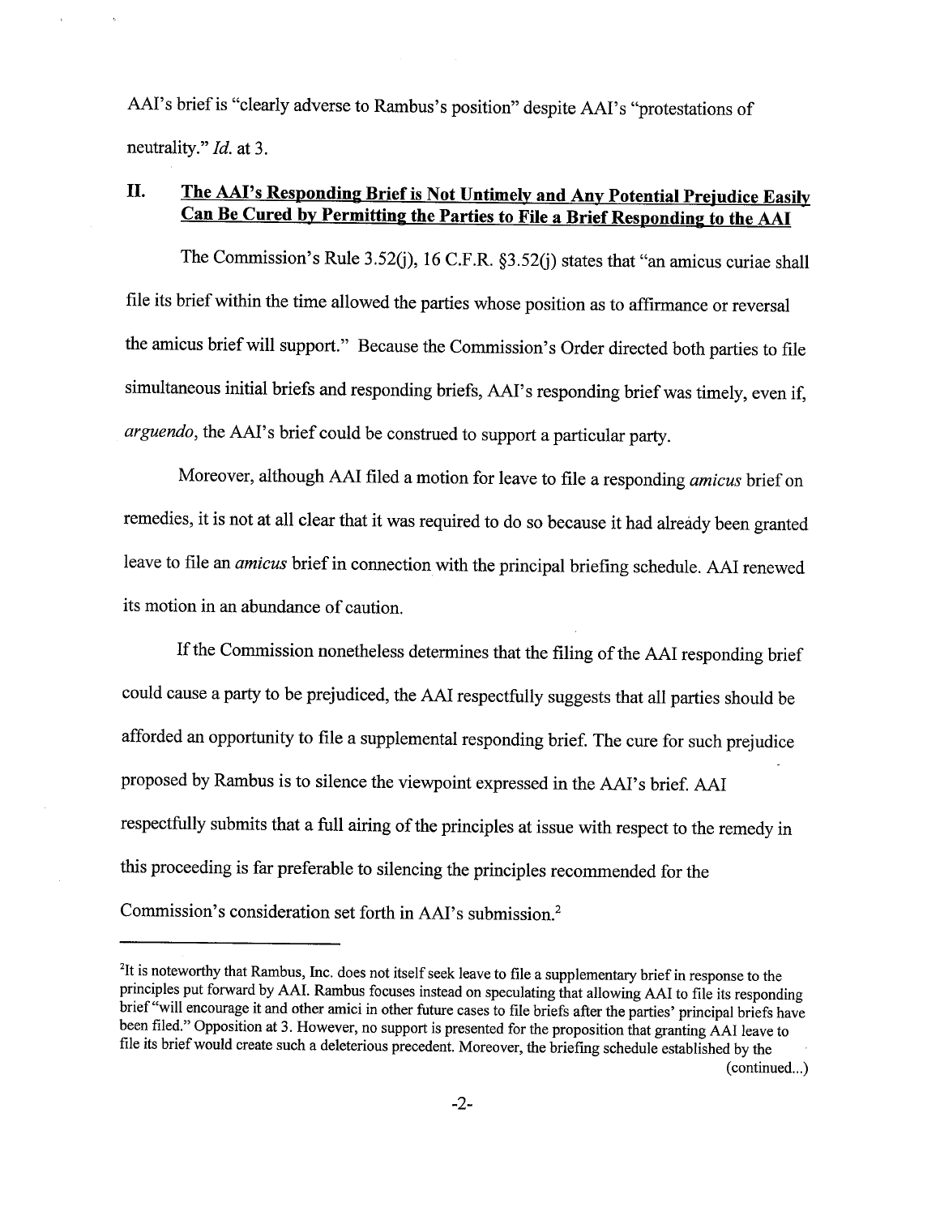AAI's brief is "clearly adverse to Rambus's position" despite AAI's "protestations of neutrality." *Id.* at 3.

## II. The AAI's Responding Brief is Not Untimely and Any Potential Prejudice Easily Can Be Cured by Permitting the Parties to File a Brief Responding to the AAI

The Commission's Rule 3.52(j), 16 C.F.R. §3.52(j) states that "an amicus curiae shall file its brief within the time allowed the parties whose position as to affirmance or reversal the amicus brief will support." Because the Commission's Order directed both parties to file simultaneous initial briefs and responding briefs, AAI's responding brief was timely, even if, *arguendo*, the AAI's brief could be construed to support a particular party.

Moreover, although AAI filed a motion for leave to file a responding *amicus* brief on remedies, it is not at all clear that it was required to do so because it had already been granted leave to file an *amicus* brief in connection with the principal briefing schedule. AAI renewed its motion in an abundance of caution.

If the Commission nonetheless determines that the filing of the AAI responding brief could cause a party to be prejudiced, the AAI respectfully suggests that all parties should be afforded an opportunity to file a supplemental responding brief. The cure for such prejudice proposed by Rambus is to silence the viewpoint expressed in the AAI's brief. AAI respectfully submits that a full airing of the principles at issue with respect to the remedy in this proceeding is far preferable to silencing the principles recommended for the Commission's consideration set forth in AAI's submission.[2]

---

[2] It is noteworthy that Rambus, Inc. does not itself seek leave to file a supplementary brief in response to the principles put forward by AAI. Rambus focuses instead on speculating that allowing AAI to file its responding brief "will encourage it and other amici in other future cases to file briefs after the parties' principal briefs have been filed." Opposition at 3. However, no support is presented for the proposition that granting AAI leave to file its brief would create such a deleterious precedent. Moreover, the briefing schedule established by the (continued...)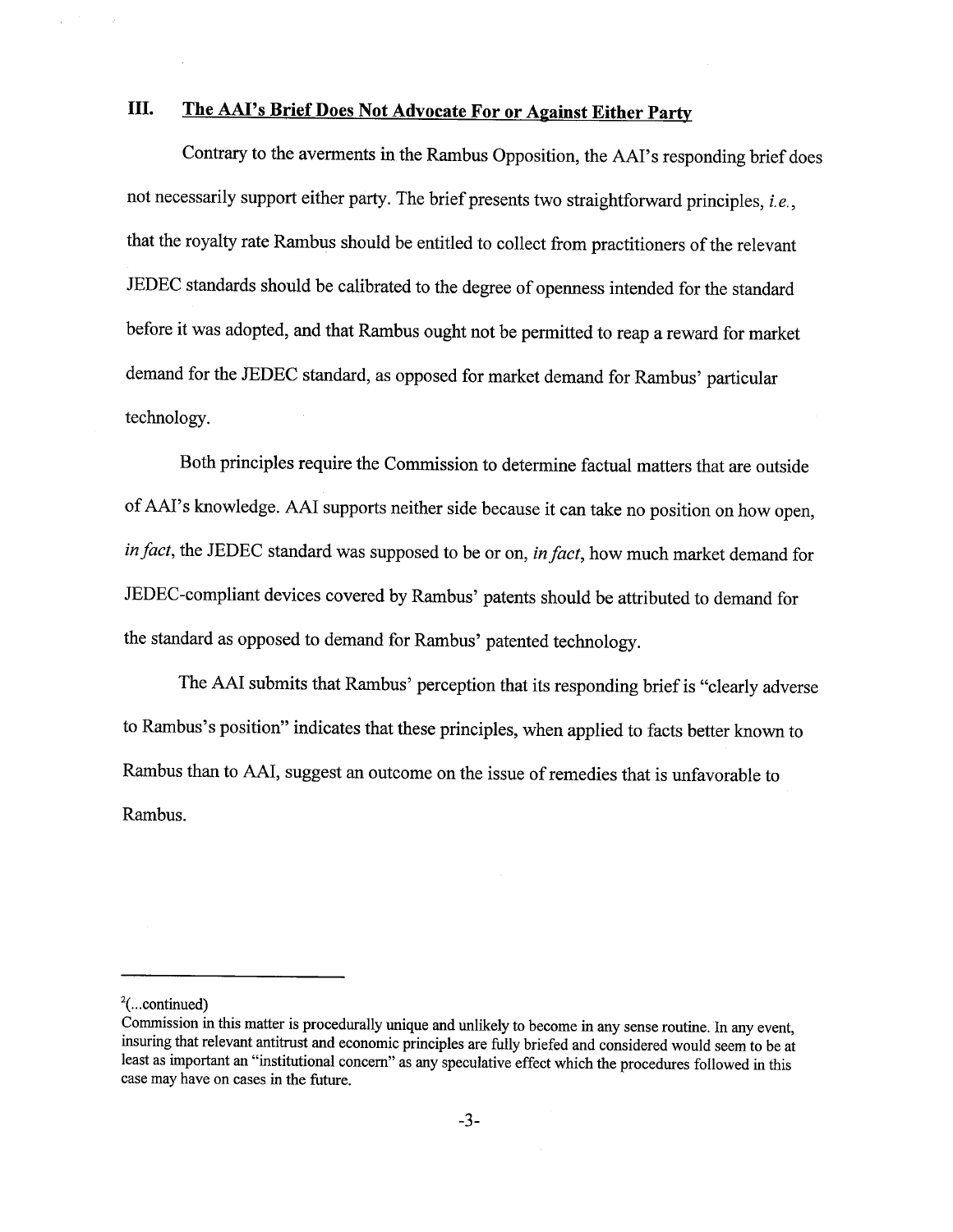## III. The AAI's Brief Does Not Advocate For or Against Either Party

Contrary to the averments in the Rambus Opposition, the AAI's responding brief does not necessarily support either party. The brief presents two straightforward principles, *i.e.*, that the royalty rate Rambus should be entitled to collect from practitioners of the relevant JEDEC standards should be calibrated to the degree of openness intended for the standard before it was adopted, and that Rambus ought not be permitted to reap a reward for market demand for the JEDEC standard, as opposed for market demand for Rambus' particular technology.

Both principles require the Commission to determine factual matters that are outside of AAI's knowledge. AAI supports neither side because it can take no position on how open, *in fact*, the JEDEC standard was supposed to be or on, *in fact*, how much market demand for JEDEC-compliant devices covered by Rambus' patents should be attributed to demand for the standard as opposed to demand for Rambus' patented technology.

The AAI submits that Rambus' perception that its responding brief is "clearly adverse to Rambus's position" indicates that these principles, when applied to facts better known to Rambus than to AAI, suggest an outcome on the issue of remedies that is unfavorable to Rambus.

---

[2](...continued)
Commission in this matter is procedurally unique and unlikely to become in any sense routine. In any event, insuring that relevant antitrust and economic principles are fully briefed and considered would seem to be at least as important an "institutional concern" as any speculative effect which the procedures followed in this case may have on cases in the future.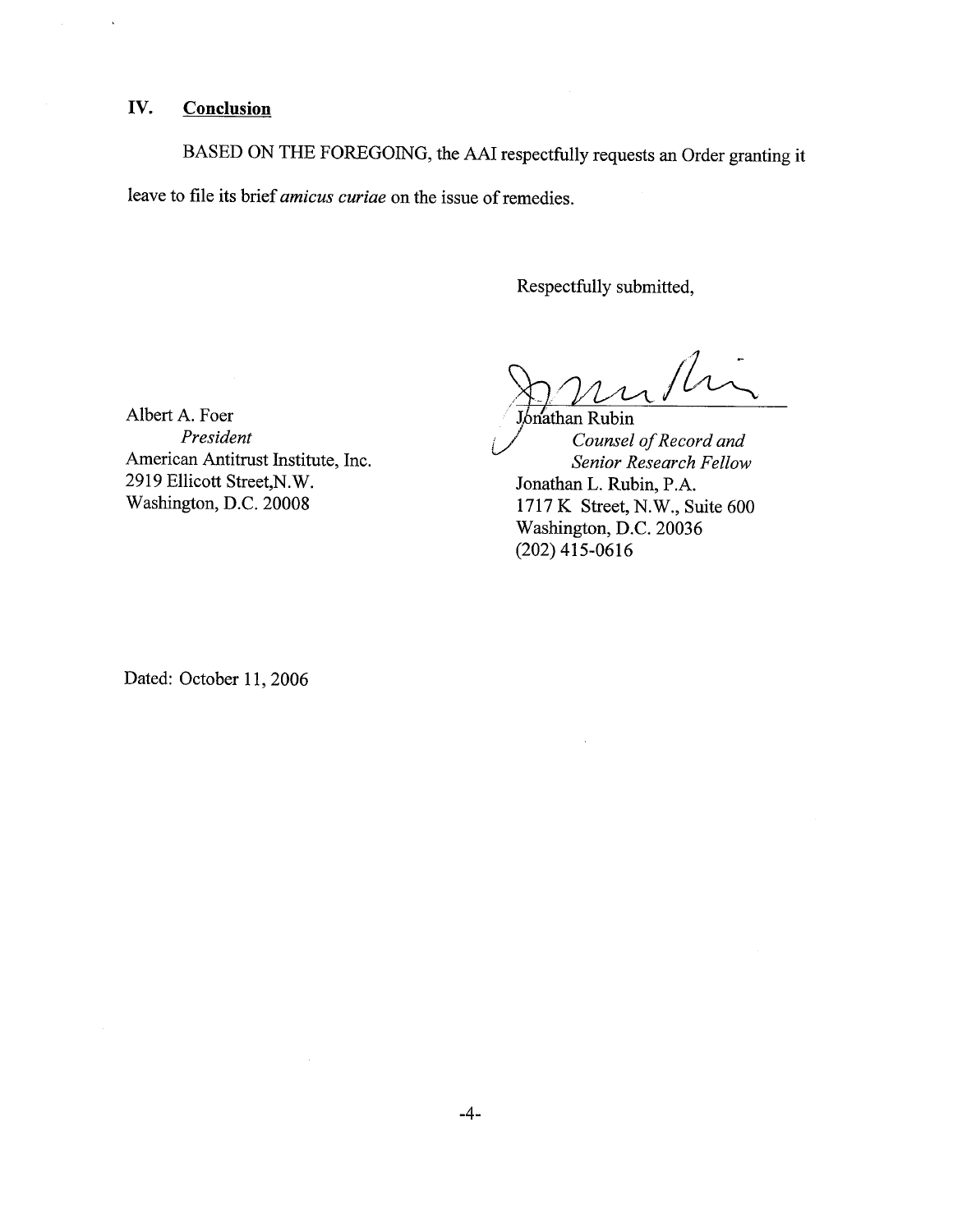## IV. Conclusion

BASED ON THE FOREGOING, the AAI respectfully requests an Order granting it leave to file its brief *amicus curiae* on the issue of remedies.

Respectfully submitted,

Jonathan Rubin
*Counsel of Record and*
*Senior Research Fellow*
Jonathan L. Rubin, P.A.
1717 K Street, N.W., Suite 600
Washington, D.C. 20036
(202) 415-0616

Albert A. Foer
*President*
American Antitrust Institute, Inc.
2919 Ellicott Street,N.W.
Washington, D.C. 20008

Dated: October 11, 2006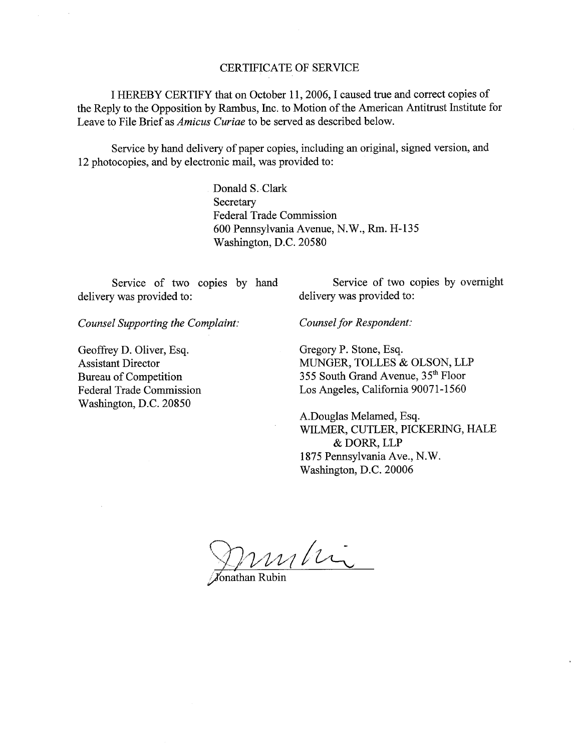# CERTIFICATE OF SERVICE

I HEREBY CERTIFY that on October 11, 2006, I caused true and correct copies of the Reply to the Opposition by Rambus, Inc. to Motion of the American Antitrust Institute for Leave to File Brief as *Amicus Curiae* to be served as described below.

Service by hand delivery of paper copies, including an original, signed version, and 12 photocopies, and by electronic mail, was provided to:

Donald S. Clark
Secretary
Federal Trade Commission
600 Pennsylvania Avenue, N.W., Rm. H-135
Washington, D.C. 20580

Service of two copies by hand delivery was provided to:

*Counsel Supporting the Complaint:*

Geoffrey D. Oliver, Esq.
Assistant Director
Bureau of Competition
Federal Trade Commission
Washington, D.C. 20850

Service of two copies by overnight delivery was provided to:

*Counsel for Respondent:*

Gregory P. Stone, Esq.
MUNGER, TOLLES & OLSON, LLP
355 South Grand Avenue, 35th Floor
Los Angeles, California 90071-1560

A.Douglas Melamed, Esq.
WILMER, CUTLER, PICKERING, HALE & DORR, LLP
1875 Pennsylvania Ave., N.W.
Washington, D.C. 20006

Jonathan Rubin